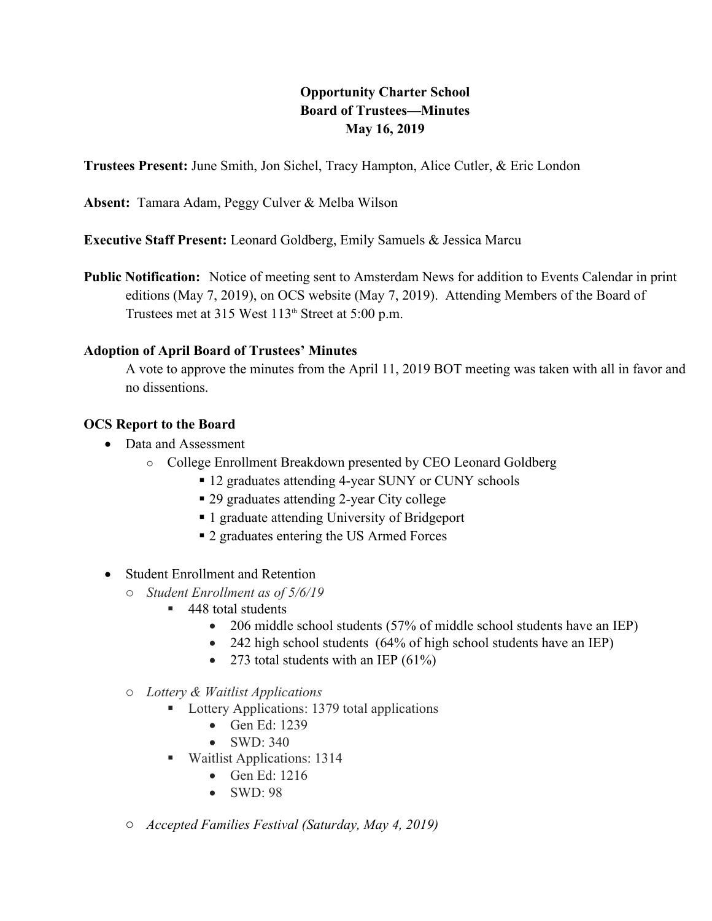# Opportunity Charter School
## Board of Trustees—Minutes
## May 16, 2019

**Trustees Present:** June Smith, Jon Sichel, Tracy Hampton, Alice Cutler, & Eric London

**Absent:** Tamara Adam, Peggy Culver & Melba Wilson

**Executive Staff Present:** Leonard Goldberg, Emily Samuels & Jessica Marcu

**Public Notification:** Notice of meeting sent to Amsterdam News for addition to Events Calendar in print editions (May 7, 2019), on OCS website (May 7, 2019). Attending Members of the Board of Trustees met at 315 West 113th Street at 5:00 p.m.

### Adoption of April Board of Trustees' Minutes

A vote to approve the minutes from the April 11, 2019 BOT meeting was taken with all in favor and no dissentions.

### OCS Report to the Board

- Data and Assessment
  - College Enrollment Breakdown presented by CEO Leonard Goldberg
    - 12 graduates attending 4-year SUNY or CUNY schools
    - 29 graduates attending 2-year City college
    - 1 graduate attending University of Bridgeport
    - 2 graduates entering the US Armed Forces

- Student Enrollment and Retention
  - *Student Enrollment as of 5/6/19*
    - 448 total students
      - 206 middle school students (57% of middle school students have an IEP)
      - 242 high school students (64% of high school students have an IEP)
      - 273 total students with an IEP (61%)
  - *Lottery & Waitlist Applications*
    - Lottery Applications: 1379 total applications
      - Gen Ed: 1239
      - SWD: 340
    - Waitlist Applications: 1314
      - Gen Ed: 1216
      - SWD: 98
  - *Accepted Families Festival (Saturday, May 4, 2019)*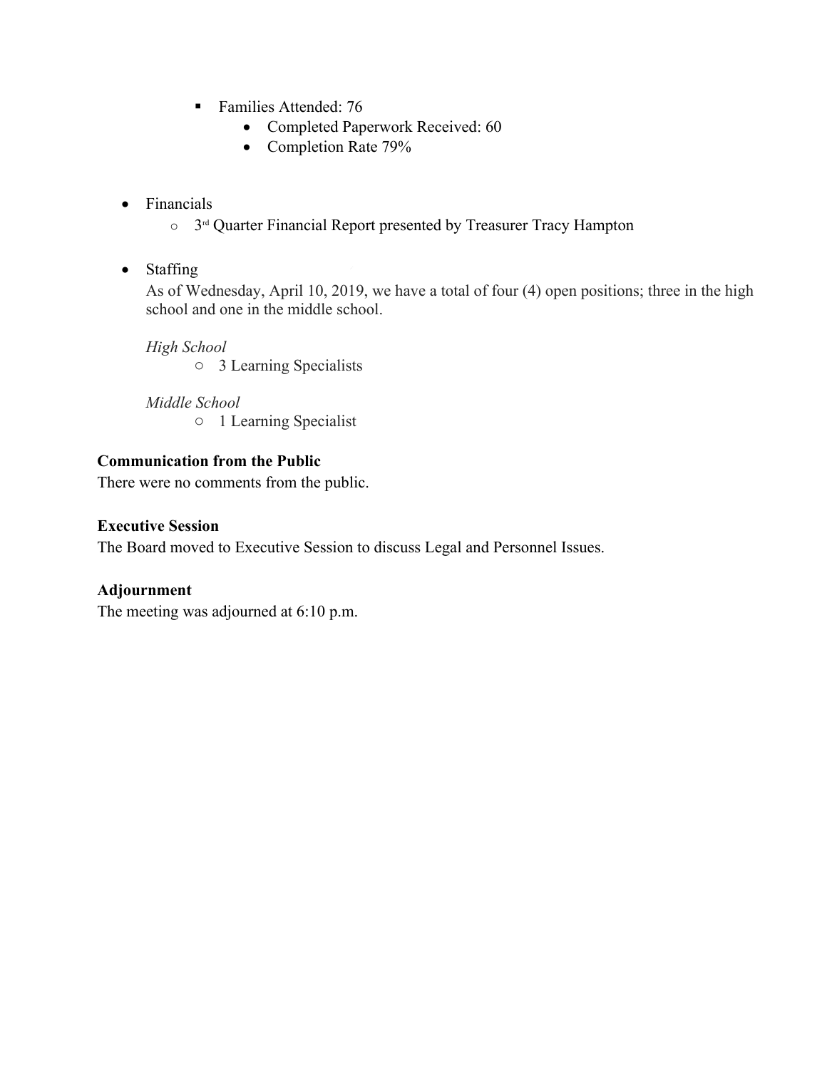- Families Attended: 76
  - Completed Paperwork Received: 60
  - Completion Rate 79%

- Financials
  - 3rd Quarter Financial Report presented by Treasurer Tracy Hampton

- Staffing

  As of Wednesday, April 10, 2019, we have a total of four (4) open positions; three in the high school and one in the middle school.

  *High School*

  - 3 Learning Specialists

  *Middle School*

  - 1 Learning Specialist

**Communication from the Public**

There were no comments from the public.

**Executive Session**

The Board moved to Executive Session to discuss Legal and Personnel Issues.

**Adjournment**

The meeting was adjourned at 6:10 p.m.